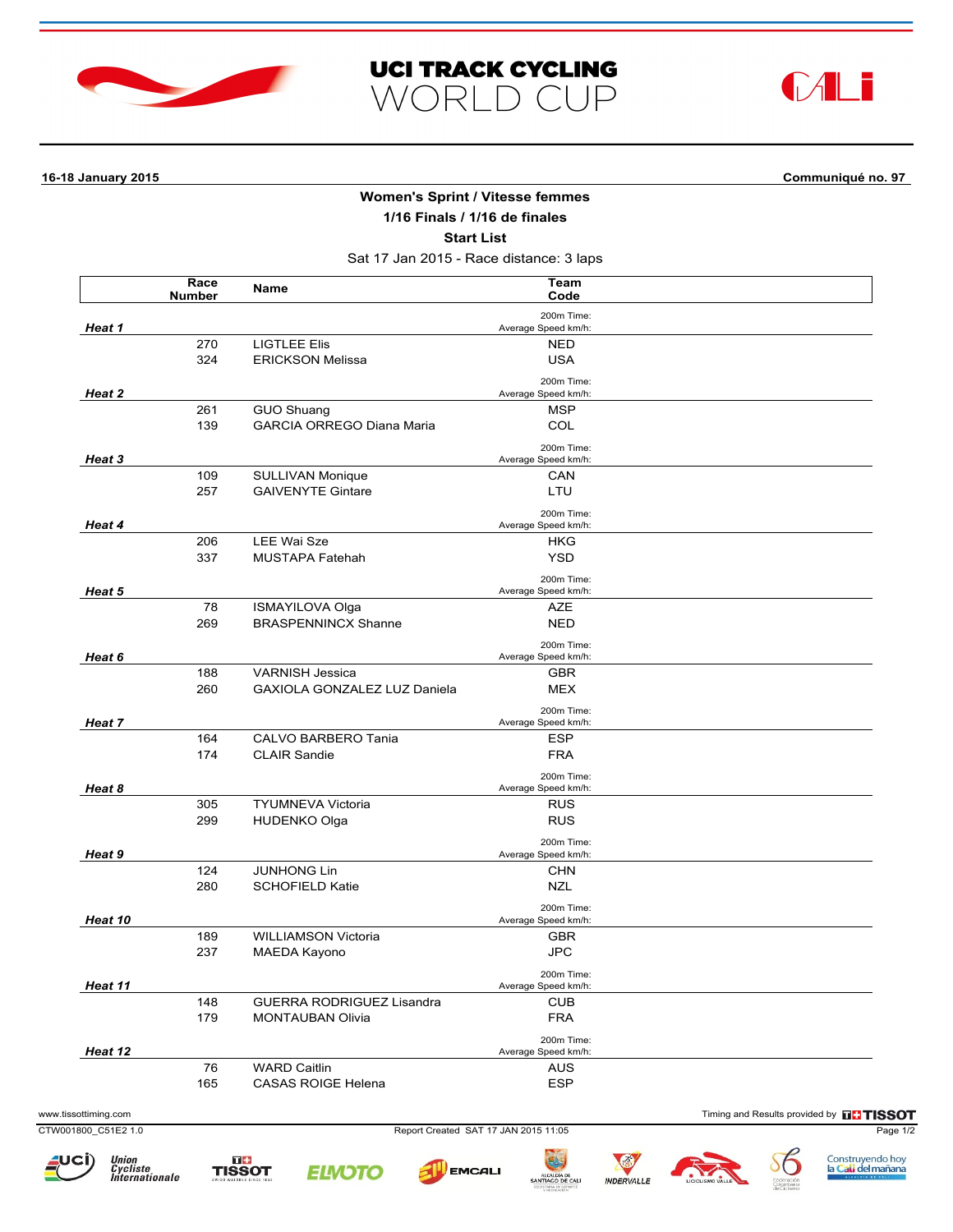# UCI TRACK CYCLING WORLD CUP

**16-18 January 2015** | **Communiqué no. 97**

## Women's Sprint / Vitesse femmes

### 1/16 Finals / 1/16 de finales

### Start List

Sat 17 Jan 2015 - Race distance: 3 laps

| Heat | Race Number | Name | Team Code | 200m Time: / Average Speed km/h: |
|---|---|---|---|---|
| ***Heat 1*** | | | | |
| | 270 | LIGTLEE Elis | NED | |
| | 324 | ERICKSON Melissa | USA | |
| ***Heat 2*** | | | | |
| | 261 | GUO Shuang | MSP | |
| | 139 | GARCIA ORREGO Diana Maria | COL | |
| ***Heat 3*** | | | | |
| | 109 | SULLIVAN Monique | CAN | |
| | 257 | GAIVENYTE Gintare | LTU | |
| ***Heat 4*** | | | | |
| | 206 | LEE Wai Sze | HKG | |
| | 337 | MUSTAPA Fatehah | YSD | |
| ***Heat 5*** | | | | |
| | 78 | ISMAYILOVA Olga | AZE | |
| | 269 | BRASPENNINCX Shanne | NED | |
| ***Heat 6*** | | | | |
| | 188 | VARNISH Jessica | GBR | |
| | 260 | GAXIOLA GONZALEZ LUZ Daniela | MEX | |
| ***Heat 7*** | | | | |
| | 164 | CALVO BARBERO Tania | ESP | |
| | 174 | CLAIR Sandie | FRA | |
| ***Heat 8*** | | | | |
| | 305 | TYUMNEVA Victoria | RUS | |
| | 299 | HUDENKO Olga | RUS | |
| ***Heat 9*** | | | | |
| | 124 | JUNHONG Lin | CHN | |
| | 280 | SCHOFIELD Katie | NZL | |
| ***Heat 10*** | | | | |
| | 189 | WILLIAMSON Victoria | GBR | |
| | 237 | MAEDA Kayono | JPC | |
| ***Heat 11*** | | | | |
| | 148 | GUERRA RODRIGUEZ Lisandra | CUB | |
| | 179 | MONTAUBAN Olivia | FRA | |
| ***Heat 12*** | | | | |
| | 76 | WARD Caitlin | AUS | |
| | 165 | CASAS ROIGE Helena | ESP | |

www.tissottiming.com | Timing and Results provided by TISSOT

CTW001800_C51E2 1.0 | Report Created SAT 17 JAN 2015 11:05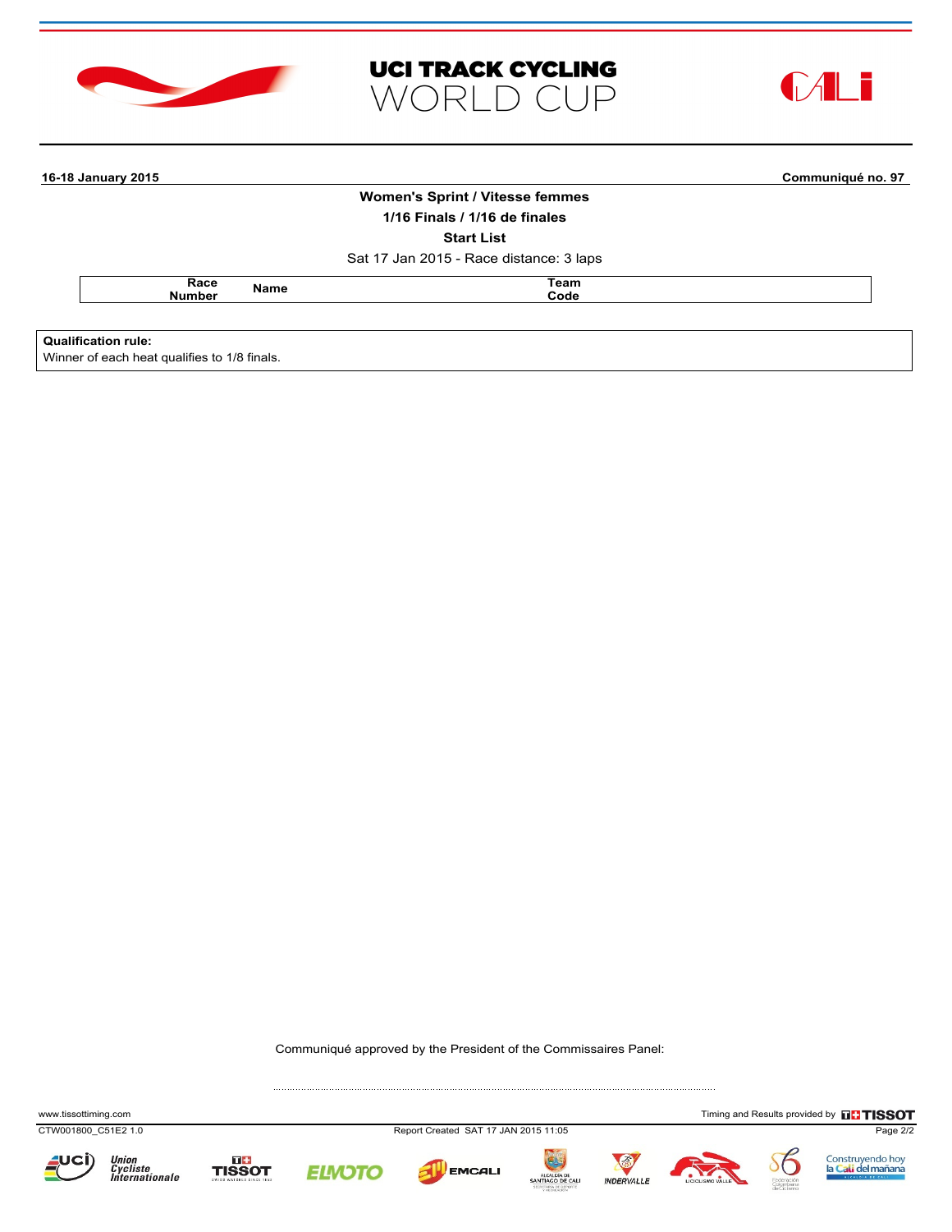# UCI TRACK CYCLING WORLD CUP

**16-18 January 2015** **Communiqué no. 97**

## Women's Sprint / Vitesse femmes

### 1/16 Finals / 1/16 de finales

### Start List

Sat 17 Jan 2015 - Race distance: 3 laps

| Race Number | Name | Team Code |
|---|---|---|

**Qualification rule:**
Winner of each heat qualifies to 1/8 finals.

Communiqué approved by the President of the Commissaires Panel:

........................................................................................................

www.tissottiming.com

Timing and Results provided by TISSOT

CTW001800_C51E2 1.0

Report Created SAT 17 JAN 2015 11:05